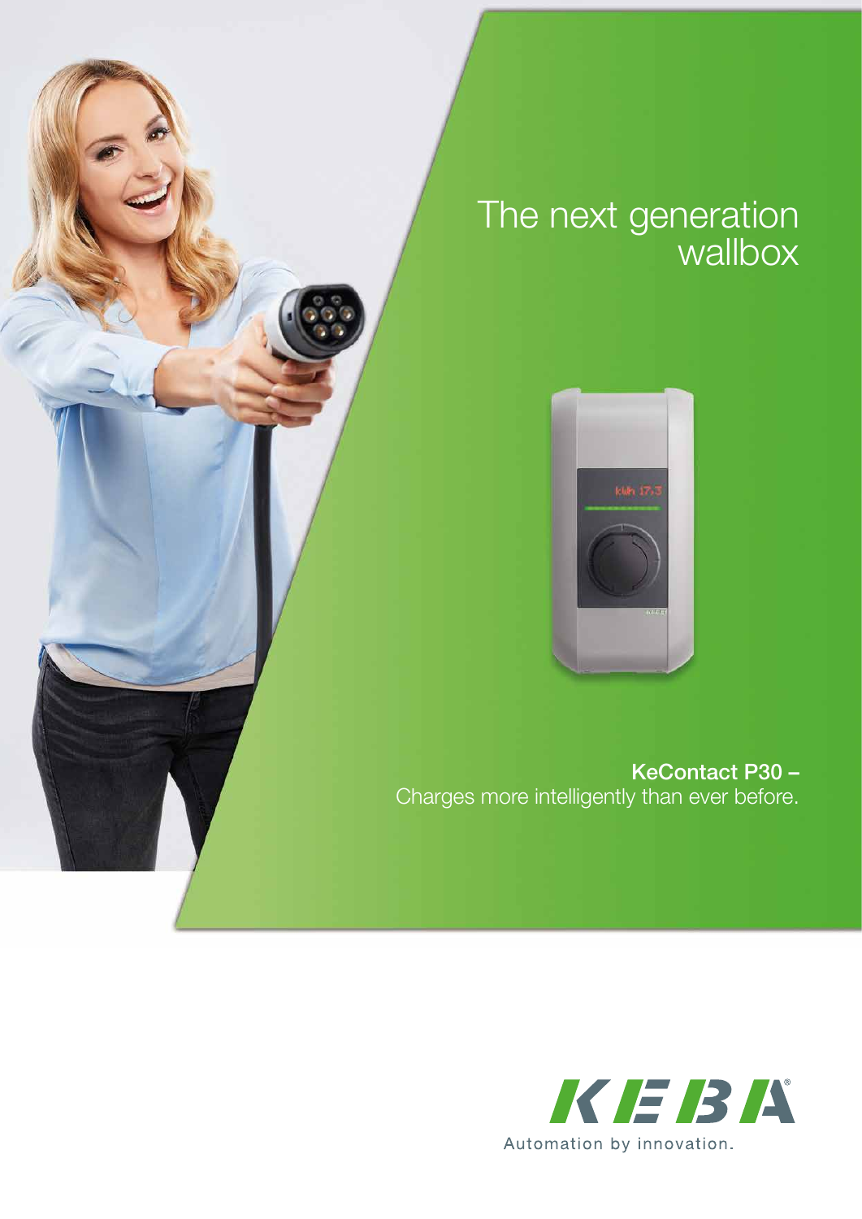# The next generation wallbox

**KeContact P30 –**
Charges more intelligently than ever before.

KEBA

Automation by innovation.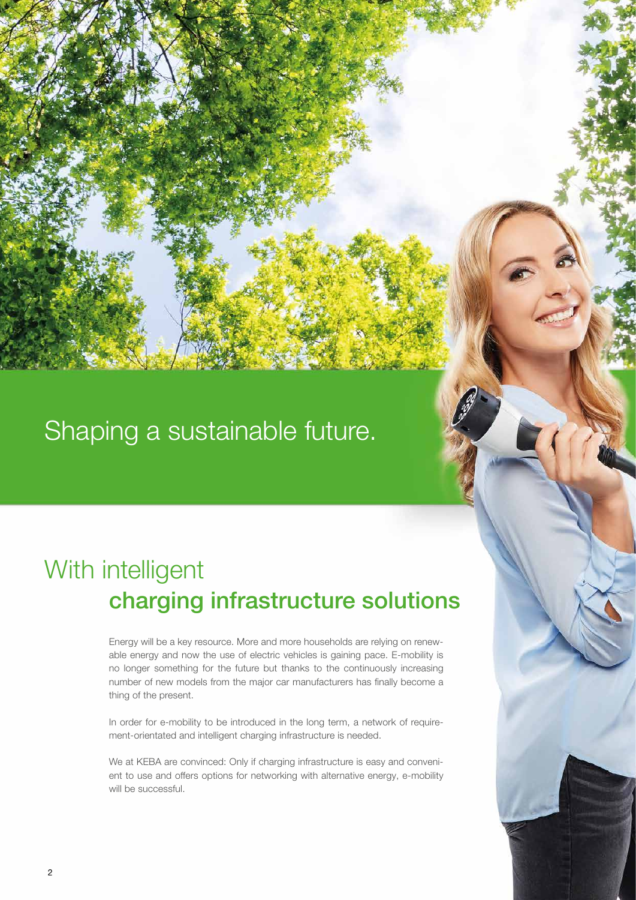# Shaping a sustainable future.

## With intelligent **charging infrastructure solutions**

Energy will be a key resource. More and more households are relying on renewable energy and now the use of electric vehicles is gaining pace. E-mobility is no longer something for the future but thanks to the continuously increasing number of new models from the major car manufacturers has finally become a thing of the present.

In order for e-mobility to be introduced in the long term, a network of requirement-orientated and intelligent charging infrastructure is needed.

We at KEBA are convinced: Only if charging infrastructure is easy and convenient to use and offers options for networking with alternative energy, e-mobility will be successful.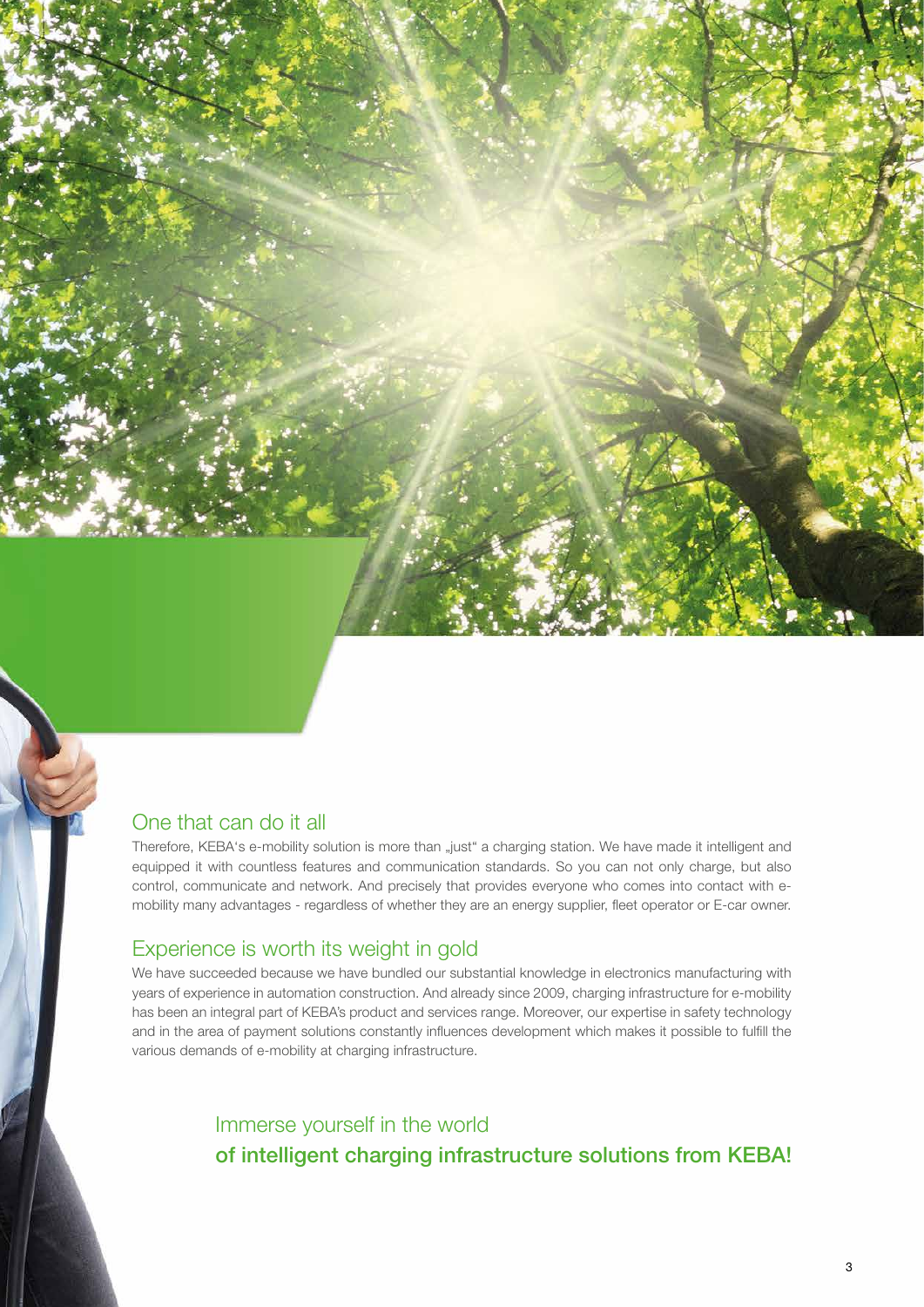## One that can do it all

Therefore, KEBA's e-mobility solution is more than „just" a charging station. We have made it intelligent and equipped it with countless features and communication standards. So you can not only charge, but also control, communicate and network. And precisely that provides everyone who comes into contact with e-mobility many advantages - regardless of whether they are an energy supplier, fleet operator or E-car owner.

## Experience is worth its weight in gold

We have succeeded because we have bundled our substantial knowledge in electronics manufacturing with years of experience in automation construction. And already since 2009, charging infrastructure for e-mobility has been an integral part of KEBA's product and services range. Moreover, our expertise in safety technology and in the area of payment solutions constantly influences development which makes it possible to fulfill the various demands of e-mobility at charging infrastructure.

Immerse yourself in the world
**of intelligent charging infrastructure solutions from KEBA!**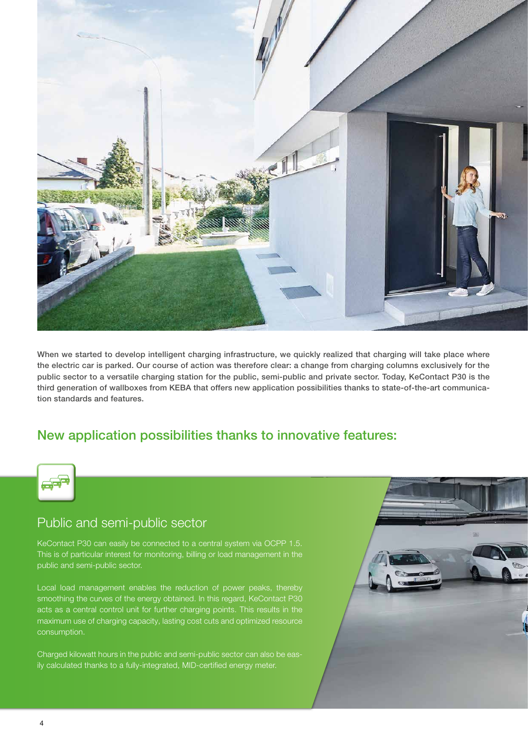When we started to develop intelligent charging infrastructure, we quickly realized that charging will take place where the electric car is parked. Our course of action was therefore clear: a change from charging columns exclusively for the public sector to a versatile charging station for the public, semi-public and private sector. Today, KeContact P30 is the third generation of wallboxes from KEBA that offers new application possibilities thanks to state-of-the-art communication standards and features.

## New application possibilities thanks to innovative features:

### Public and semi-public sector

KeContact P30 can easily be connected to a central system via OCPP 1.5. This is of particular interest for monitoring, billing or load management in the public and semi-public sector.

Local load management enables the reduction of power peaks, thereby smoothing the curves of the energy obtained. In this regard, KeContact P30 acts as a central control unit for further charging points. This results in the maximum use of charging capacity, lasting cost cuts and optimized resource consumption.

Charged kilowatt hours in the public and semi-public sector can also be easily calculated thanks to a fully-integrated, MID-certified energy meter.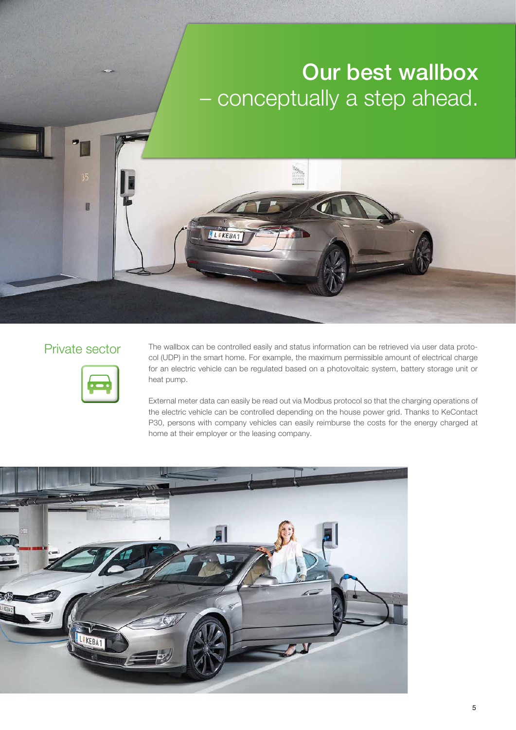# Our best wallbox – conceptually a step ahead.

## Private sector

The wallbox can be controlled easily and status information can be retrieved via user data protocol (UDP) in the smart home. For example, the maximum permissible amount of electrical charge for an electric vehicle can be regulated based on a photovoltaic system, battery storage unit or heat pump.

External meter data can easily be read out via Modbus protocol so that the charging operations of the electric vehicle can be controlled depending on the house power grid. Thanks to KeContact P30, persons with company vehicles can easily reimburse the costs for the energy charged at home at their employer or the leasing company.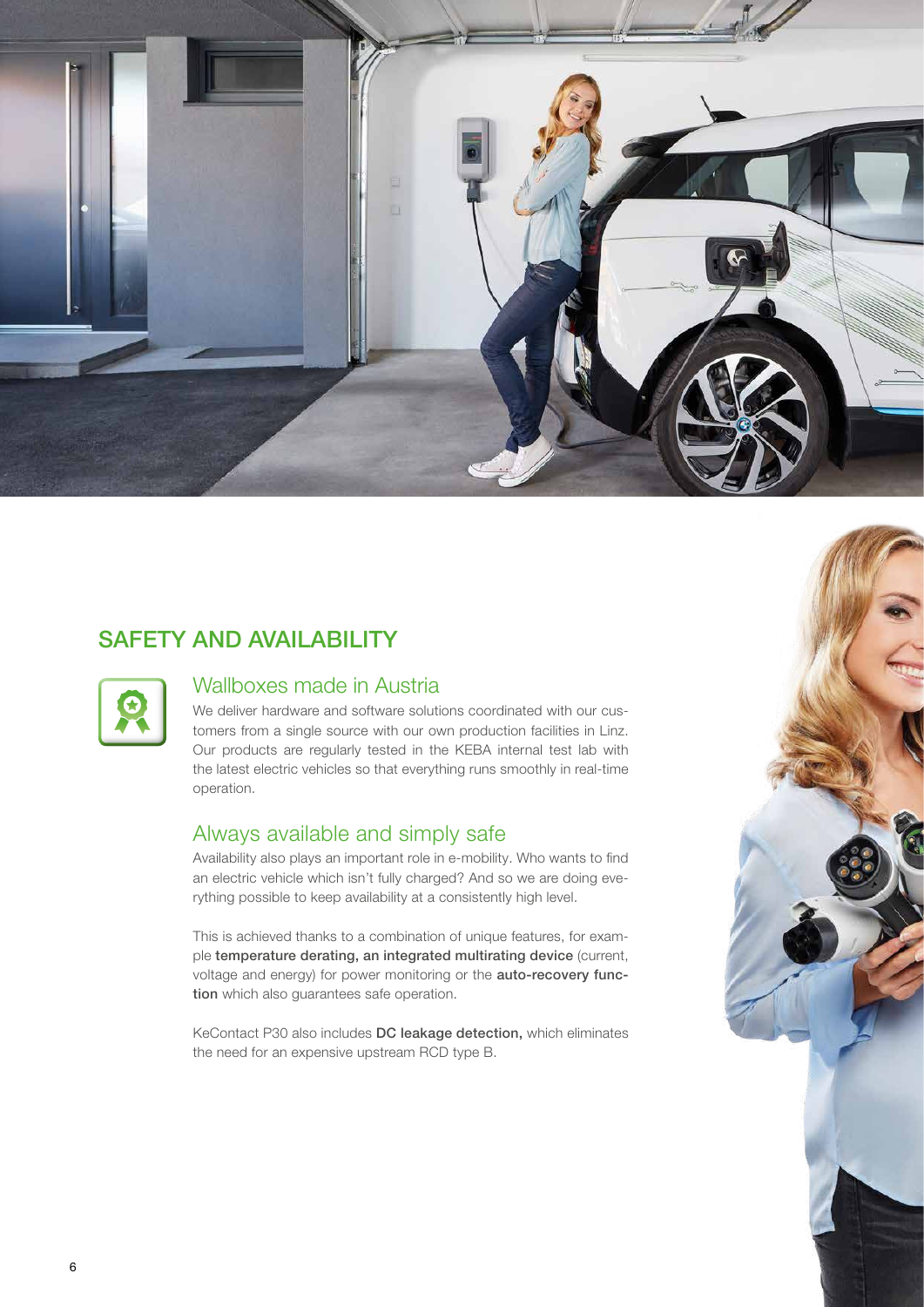## SAFETY AND AVAILABILITY

### Wallboxes made in Austria

We deliver hardware and software solutions coordinated with our customers from a single source with our own production facilities in Linz. Our products are regularly tested in the KEBA internal test lab with the latest electric vehicles so that everything runs smoothly in real-time operation.

### Always available and simply safe

Availability also plays an important role in e-mobility. Who wants to find an electric vehicle which isn't fully charged? And so we are doing everything possible to keep availability at a consistently high level.

This is achieved thanks to a combination of unique features, for example **temperature derating, an integrated multirating device** (current, voltage and energy) for power monitoring or the **auto-recovery function** which also guarantees safe operation.

KeContact P30 also includes **DC leakage detection,** which eliminates the need for an expensive upstream RCD type B.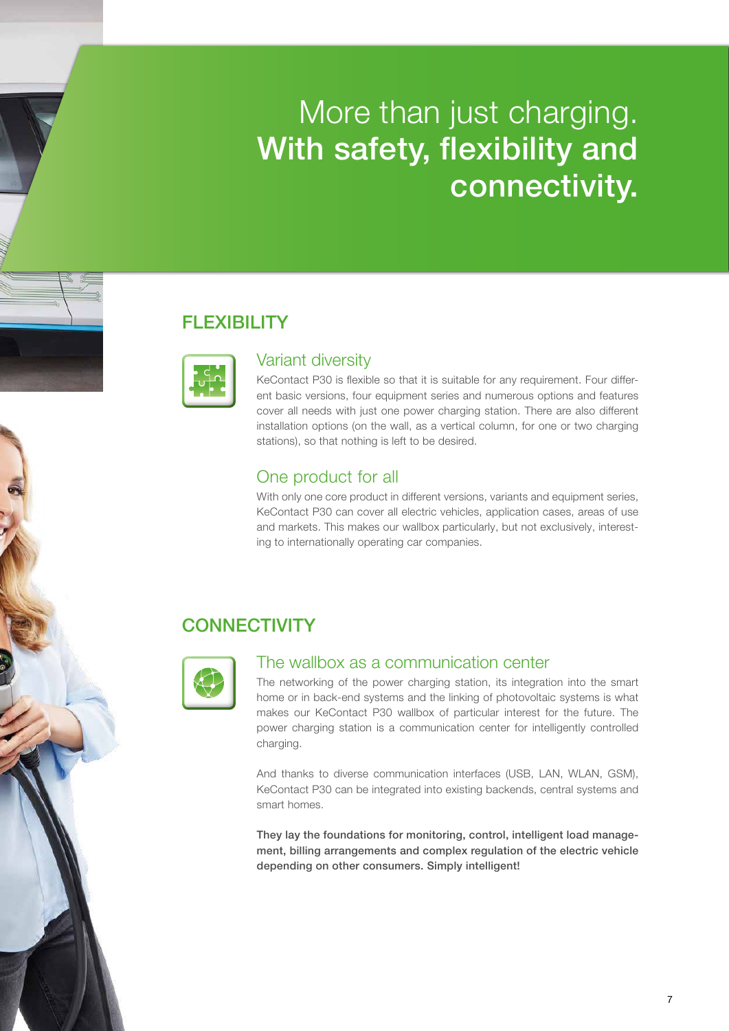# More than just charging. **With safety, flexibility and connectivity.**

## FLEXIBILITY

### Variant diversity

KeContact P30 is flexible so that it is suitable for any requirement. Four different basic versions, four equipment series and numerous options and features cover all needs with just one power charging station. There are also different installation options (on the wall, as a vertical column, for one or two charging stations), so that nothing is left to be desired.

### One product for all

With only one core product in different versions, variants and equipment series, KeContact P30 can cover all electric vehicles, application cases, areas of use and markets. This makes our wallbox particularly, but not exclusively, interesting to internationally operating car companies.

## CONNECTIVITY

### The wallbox as a communication center

The networking of the power charging station, its integration into the smart home or in back-end systems and the linking of photovoltaic systems is what makes our KeContact P30 wallbox of particular interest for the future. The power charging station is a communication center for intelligently controlled charging.

And thanks to diverse communication interfaces (USB, LAN, WLAN, GSM), KeContact P30 can be integrated into existing backends, central systems and smart homes.

**They lay the foundations for monitoring, control, intelligent load management, billing arrangements and complex regulation of the electric vehicle depending on other consumers. Simply intelligent!**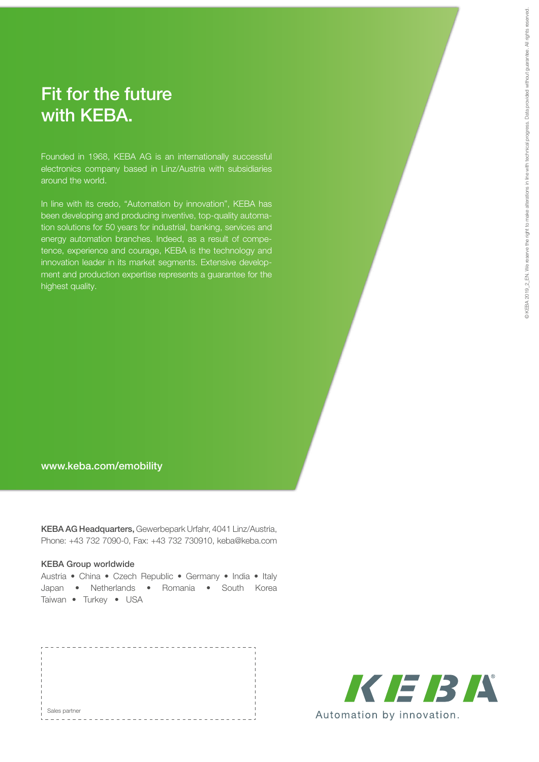# Fit for the future with KEBA.

Founded in 1968, KEBA AG is an internationally successful electronics company based in Linz/Austria with subsidiaries around the world.

In line with its credo, “Automation by innovation”, KEBA has been developing and producing inventive, top-quality automation solutions for 50 years for industrial, banking, services and energy automation branches. Indeed, as a result of competence, experience and courage, KEBA is the technology and innovation leader in its market segments. Extensive development and production expertise represents a guarantee for the highest quality.

**www.keba.com/emobility**

**KEBA AG Headquarters,** Gewerbepark Urfahr, 4041 Linz/Austria, Phone: +43 732 7090-0, Fax: +43 732 730910, keba@keba.com

**KEBA Group worldwide**

Austria • China • Czech Republic • Germany • India • Italy Japan • Netherlands • Romania • South Korea Taiwan • Turkey • USA

Sales partner

KEBA

Automation by innovation.

© KEBA 2019_2_EN. We reserve the right to make alterations in line with technical progress. Data provided without guarantee. All rights reserved.